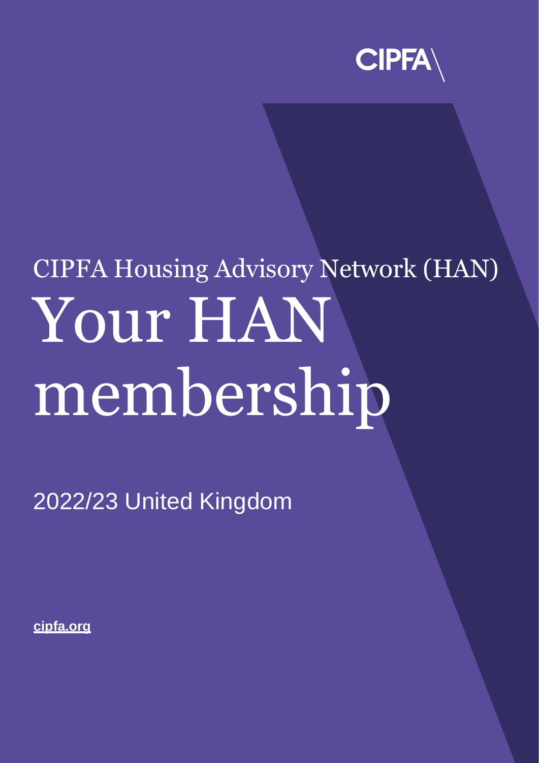CIPFA

CIPFA Housing Advisory Network (HAN)

# Your HAN membership

2022/23 United Kingdom

cipfa.org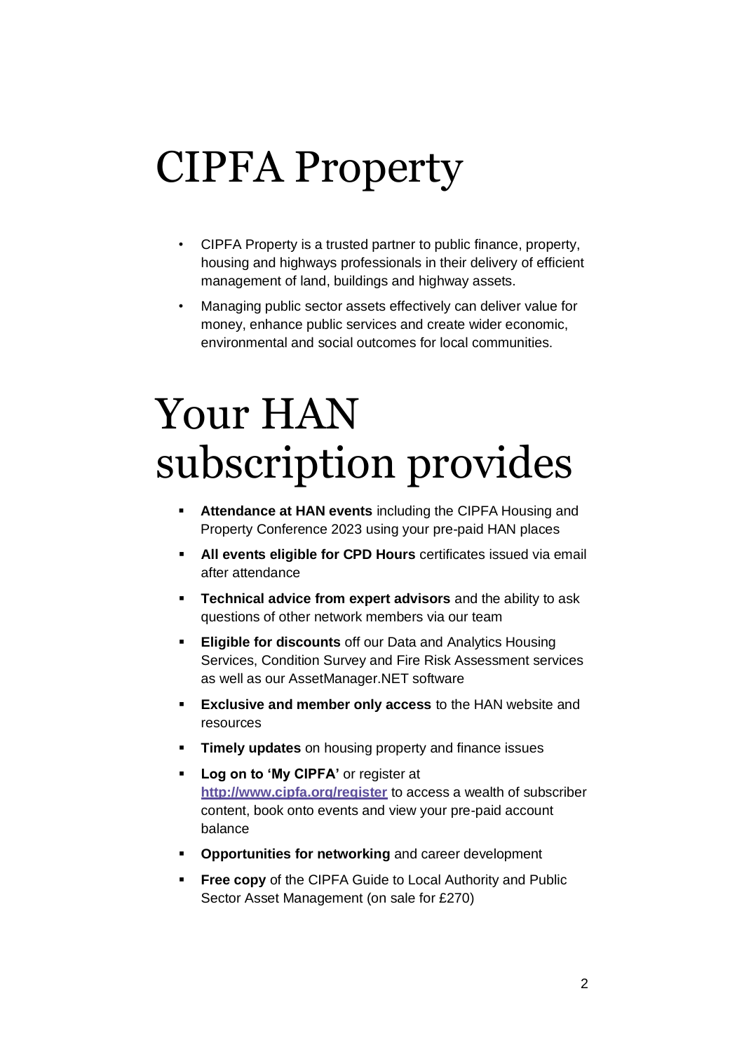# CIPFA Property

- CIPFA Property is a trusted partner to public finance, property, housing and highways professionals in their delivery of efficient management of land, buildings and highway assets.
- Managing public sector assets effectively can deliver value for money, enhance public services and create wider economic, environmental and social outcomes for local communities.

# Your HAN subscription provides

- **Attendance at HAN events** including the CIPFA Housing and Property Conference 2023 using your pre-paid HAN places
- **All events eligible for CPD Hours** certificates issued via email after attendance
- **Technical advice from expert advisors** and the ability to ask questions of other network members via our team
- **Eligible for discounts** off our Data and Analytics Housing Services, Condition Survey and Fire Risk Assessment services as well as our AssetManager.NET software
- **Exclusive and member only access** to the HAN website and resources
- **Timely updates** on housing property and finance issues
- **Log on to 'My CIPFA'** or register at **http://www.cipfa.org/register** to access a wealth of subscriber content, book onto events and view your pre-paid account balance
- **Opportunities for networking** and career development
- **Free copy** of the CIPFA Guide to Local Authority and Public Sector Asset Management (on sale for £270)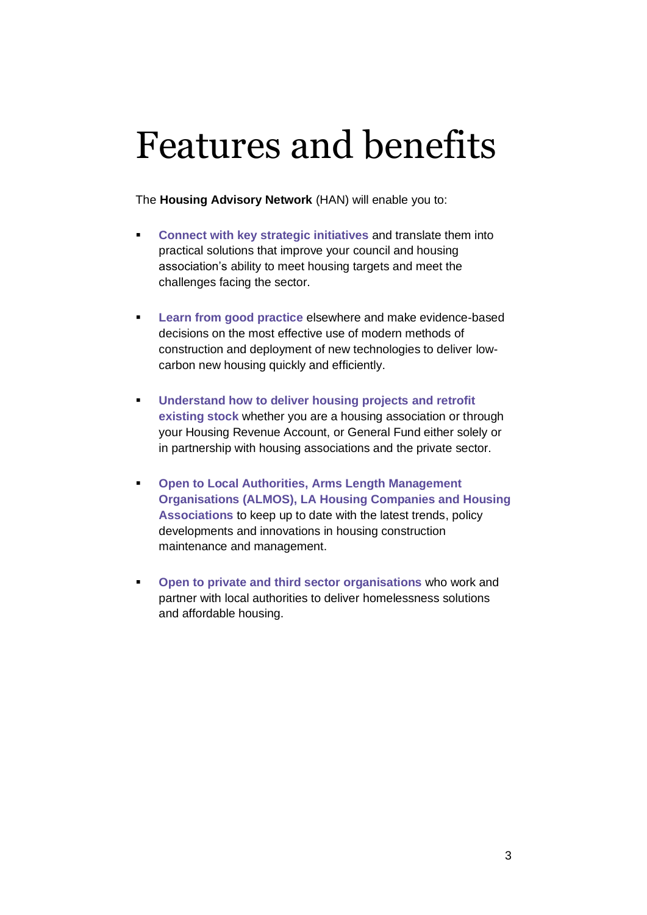# Features and benefits

The **Housing Advisory Network** (HAN) will enable you to:

- **Connect with key strategic initiatives** and translate them into practical solutions that improve your council and housing association's ability to meet housing targets and meet the challenges facing the sector.

- **Learn from good practice** elsewhere and make evidence-based decisions on the most effective use of modern methods of construction and deployment of new technologies to deliver low-carbon new housing quickly and efficiently.

- **Understand how to deliver housing projects and retrofit existing stock** whether you are a housing association or through your Housing Revenue Account, or General Fund either solely or in partnership with housing associations and the private sector.

- **Open to Local Authorities, Arms Length Management Organisations (ALMOS), LA Housing Companies and Housing Associations** to keep up to date with the latest trends, policy developments and innovations in housing construction maintenance and management.

- **Open to private and third sector organisations** who work and partner with local authorities to deliver homelessness solutions and affordable housing.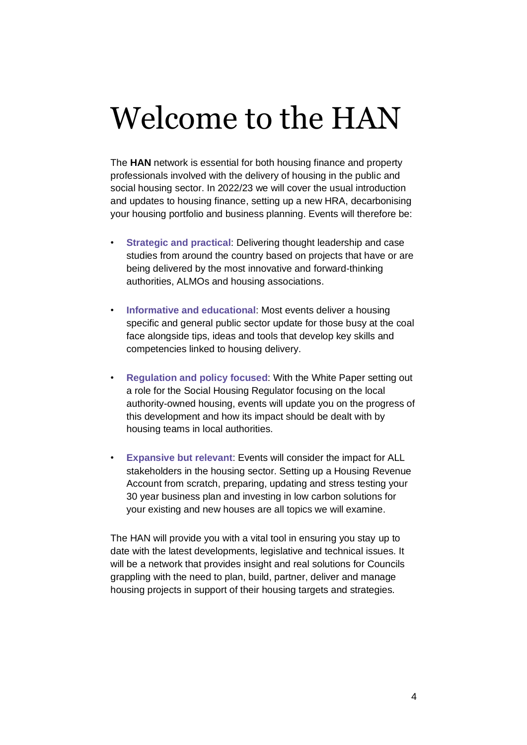# Welcome to the HAN

The **HAN** network is essential for both housing finance and property professionals involved with the delivery of housing in the public and social housing sector. In 2022/23 we will cover the usual introduction and updates to housing finance, setting up a new HRA, decarbonising your housing portfolio and business planning. Events will therefore be:

- **Strategic and practical**: Delivering thought leadership and case studies from around the country based on projects that have or are being delivered by the most innovative and forward-thinking authorities, ALMOs and housing associations.

- **Informative and educational**: Most events deliver a housing specific and general public sector update for those busy at the coal face alongside tips, ideas and tools that develop key skills and competencies linked to housing delivery.

- **Regulation and policy focused**: With the White Paper setting out a role for the Social Housing Regulator focusing on the local authority-owned housing, events will update you on the progress of this development and how its impact should be dealt with by housing teams in local authorities.

- **Expansive but relevant**: Events will consider the impact for ALL stakeholders in the housing sector. Setting up a Housing Revenue Account from scratch, preparing, updating and stress testing your 30 year business plan and investing in low carbon solutions for your existing and new houses are all topics we will examine.

The HAN will provide you with a vital tool in ensuring you stay up to date with the latest developments, legislative and technical issues. It will be a network that provides insight and real solutions for Councils grappling with the need to plan, build, partner, deliver and manage housing projects in support of their housing targets and strategies.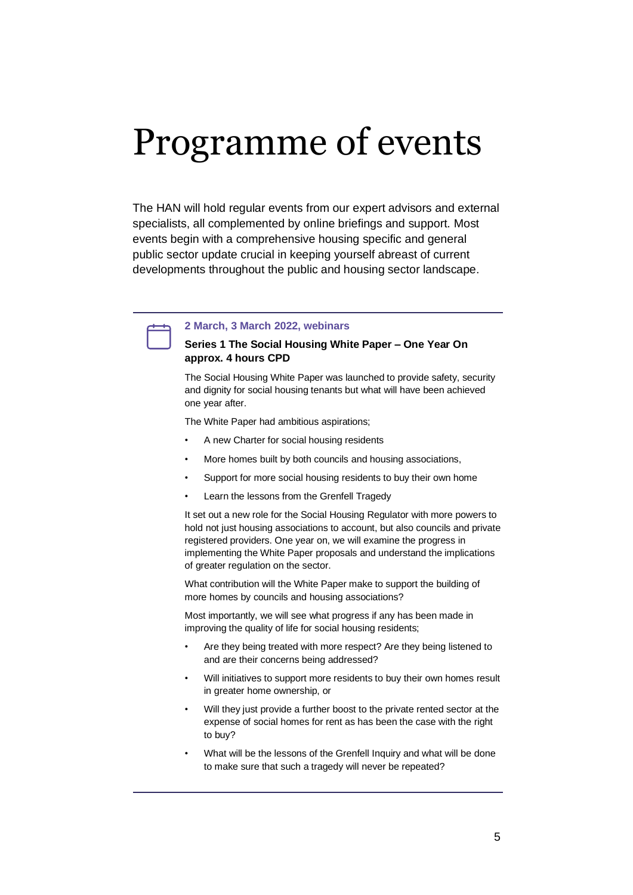# Programme of events

The HAN will hold regular events from our expert advisors and external specialists, all complemented by online briefings and support. Most events begin with a comprehensive housing specific and general public sector update crucial in keeping yourself abreast of current developments throughout the public and housing sector landscape.

---

**2 March, 3 March 2022, webinars**

**Series 1 The Social Housing White Paper – One Year On**
**approx. 4 hours CPD**

The Social Housing White Paper was launched to provide safety, security and dignity for social housing tenants but what will have been achieved one year after.

The White Paper had ambitious aspirations;

- A new Charter for social housing residents
- More homes built by both councils and housing associations,
- Support for more social housing residents to buy their own home
- Learn the lessons from the Grenfell Tragedy

It set out a new role for the Social Housing Regulator with more powers to hold not just housing associations to account, but also councils and private registered providers. One year on, we will examine the progress in implementing the White Paper proposals and understand the implications of greater regulation on the sector.

What contribution will the White Paper make to support the building of more homes by councils and housing associations?

Most importantly, we will see what progress if any has been made in improving the quality of life for social housing residents;

- Are they being treated with more respect? Are they being listened to and are their concerns being addressed?
- Will initiatives to support more residents to buy their own homes result in greater home ownership, or
- Will they just provide a further boost to the private rented sector at the expense of social homes for rent as has been the case with the right to buy?
- What will be the lessons of the Grenfell Inquiry and what will be done to make sure that such a tragedy will never be repeated?

---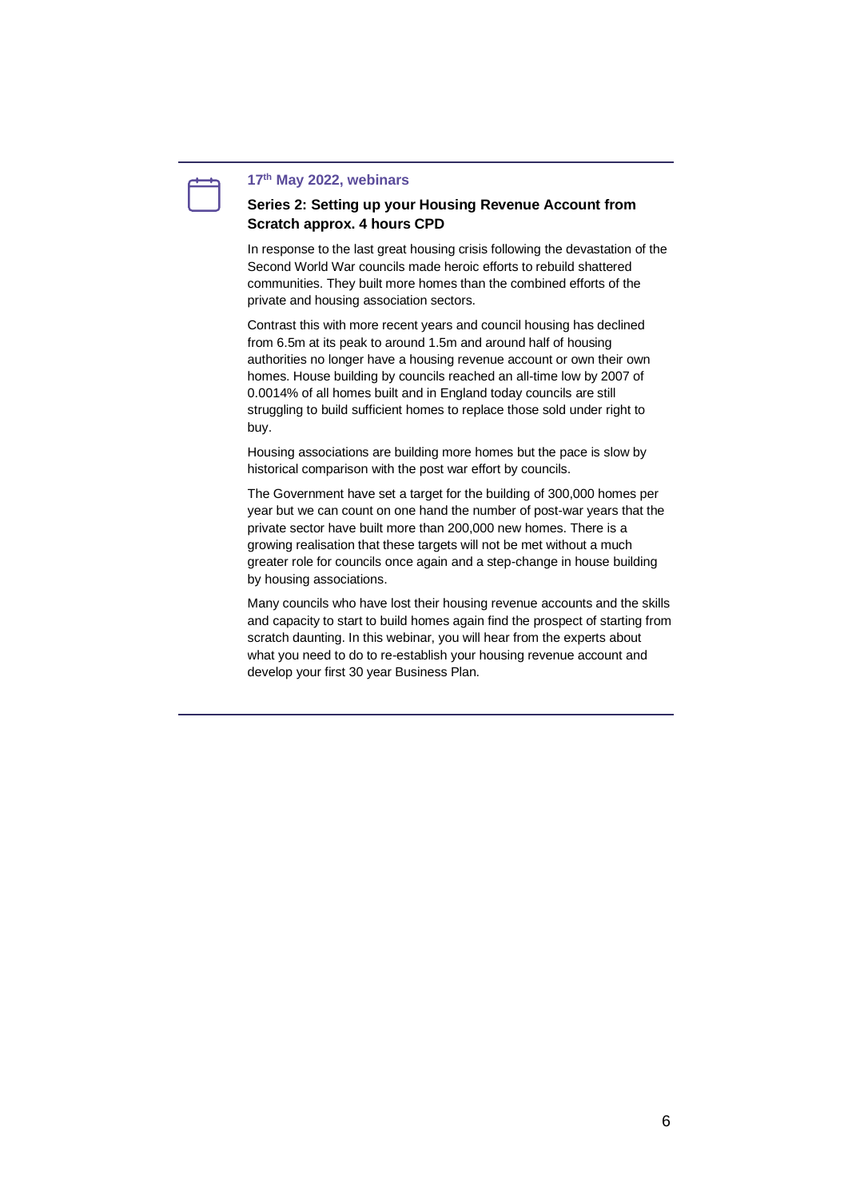**17th May 2022, webinars**

**Series 2: Setting up your Housing Revenue Account from Scratch approx. 4 hours CPD**

In response to the last great housing crisis following the devastation of the Second World War councils made heroic efforts to rebuild shattered communities. They built more homes than the combined efforts of the private and housing association sectors.

Contrast this with more recent years and council housing has declined from 6.5m at its peak to around 1.5m and around half of housing authorities no longer have a housing revenue account or own their own homes. House building by councils reached an all-time low by 2007 of 0.0014% of all homes built and in England today councils are still struggling to build sufficient homes to replace those sold under right to buy.

Housing associations are building more homes but the pace is slow by historical comparison with the post war effort by councils.

The Government have set a target for the building of 300,000 homes per year but we can count on one hand the number of post-war years that the private sector have built more than 200,000 new homes. There is a growing realisation that these targets will not be met without a much greater role for councils once again and a step-change in house building by housing associations.

Many councils who have lost their housing revenue accounts and the skills and capacity to start to build homes again find the prospect of starting from scratch daunting. In this webinar, you will hear from the experts about what you need to do to re-establish your housing revenue account and develop your first 30 year Business Plan.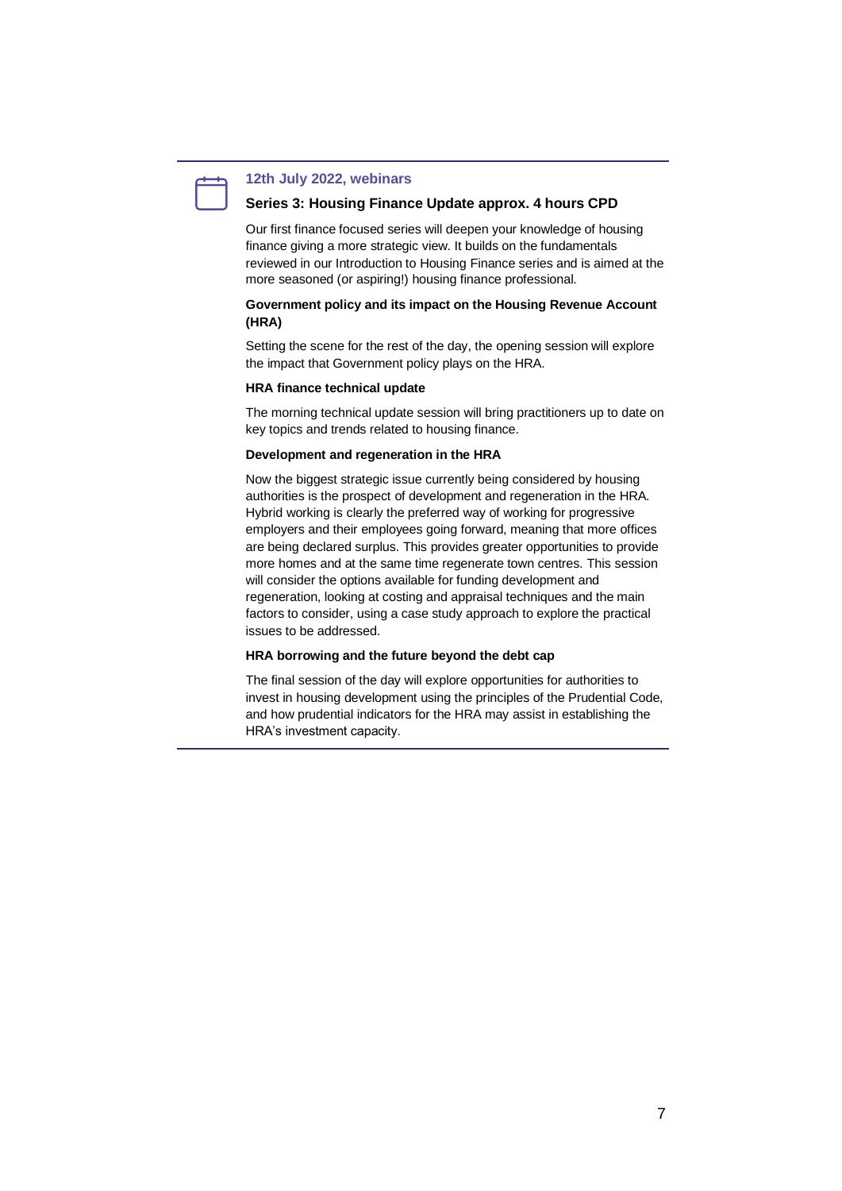### 12th July 2022, webinars

### Series 3: Housing Finance Update approx. 4 hours CPD

Our first finance focused series will deepen your knowledge of housing finance giving a more strategic view. It builds on the fundamentals reviewed in our Introduction to Housing Finance series and is aimed at the more seasoned (or aspiring!) housing finance professional.

**Government policy and its impact on the Housing Revenue Account (HRA)**

Setting the scene for the rest of the day, the opening session will explore the impact that Government policy plays on the HRA.

**HRA finance technical update**

The morning technical update session will bring practitioners up to date on key topics and trends related to housing finance.

**Development and regeneration in the HRA**

Now the biggest strategic issue currently being considered by housing authorities is the prospect of development and regeneration in the HRA. Hybrid working is clearly the preferred way of working for progressive employers and their employees going forward, meaning that more offices are being declared surplus. This provides greater opportunities to provide more homes and at the same time regenerate town centres. This session will consider the options available for funding development and regeneration, looking at costing and appraisal techniques and the main factors to consider, using a case study approach to explore the practical issues to be addressed.

**HRA borrowing and the future beyond the debt cap**

The final session of the day will explore opportunities for authorities to invest in housing development using the principles of the Prudential Code, and how prudential indicators for the HRA may assist in establishing the HRA's investment capacity.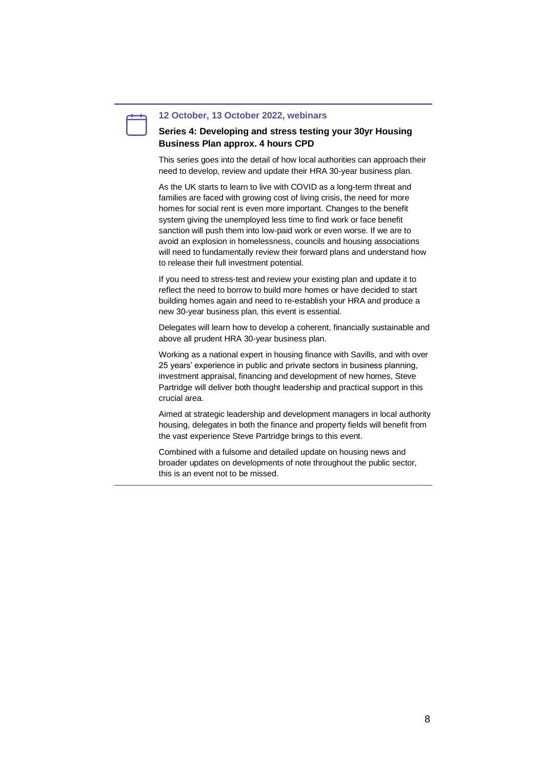**12 October, 13 October 2022, webinars**

### Series 4: Developing and stress testing your 30yr Housing Business Plan approx. 4 hours CPD

This series goes into the detail of how local authorities can approach their need to develop, review and update their HRA 30-year business plan.

As the UK starts to learn to live with COVID as a long-term threat and families are faced with growing cost of living crisis, the need for more homes for social rent is even more important. Changes to the benefit system giving the unemployed less time to find work or face benefit sanction will push them into low-paid work or even worse. If we are to avoid an explosion in homelessness, councils and housing associations will need to fundamentally review their forward plans and understand how to release their full investment potential.

If you need to stress-test and review your existing plan and update it to reflect the need to borrow to build more homes or have decided to start building homes again and need to re-establish your HRA and produce a new 30-year business plan, this event is essential.

Delegates will learn how to develop a coherent, financially sustainable and above all prudent HRA 30-year business plan.

Working as a national expert in housing finance with Savills, and with over 25 years' experience in public and private sectors in business planning, investment appraisal, financing and development of new homes, Steve Partridge will deliver both thought leadership and practical support in this crucial area.

Aimed at strategic leadership and development managers in local authority housing, delegates in both the finance and property fields will benefit from the vast experience Steve Partridge brings to this event.

Combined with a fulsome and detailed update on housing news and broader updates on developments of note throughout the public sector, this is an event not to be missed.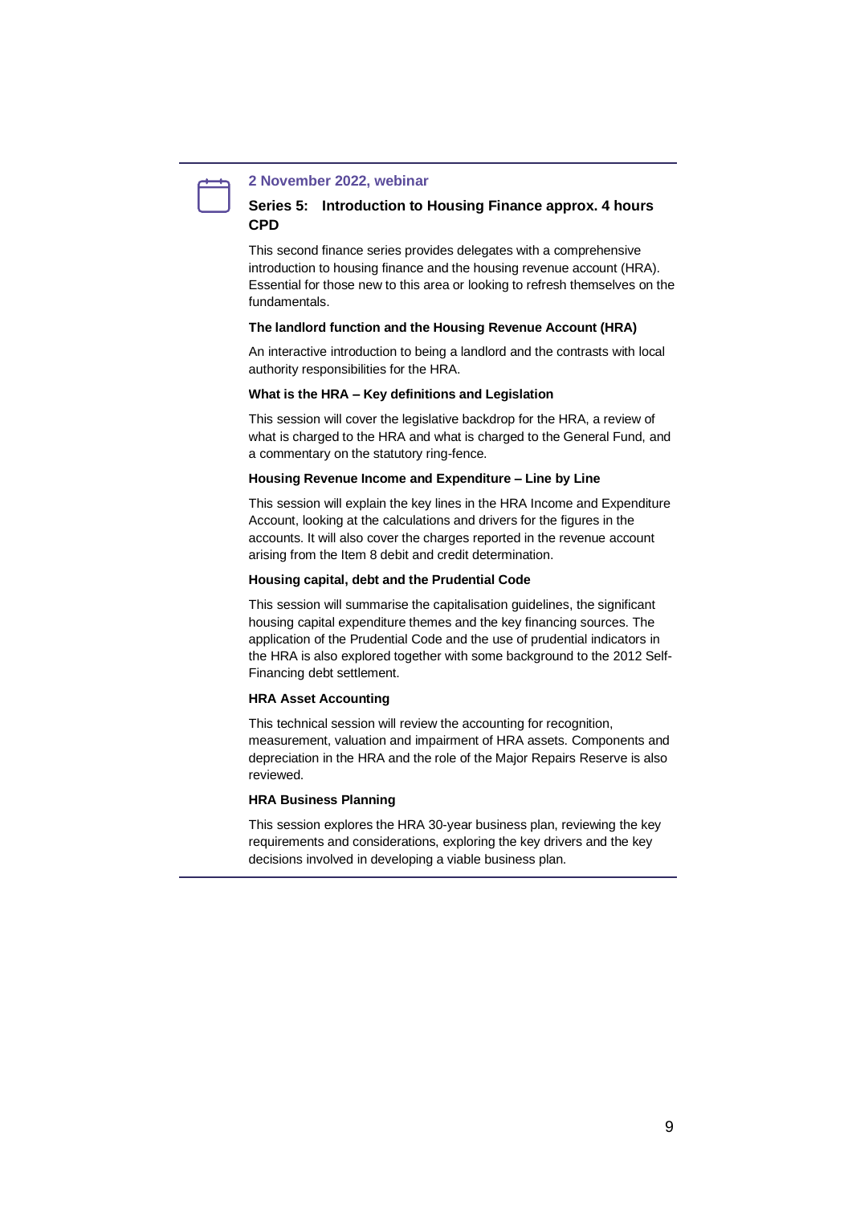**2 November 2022, webinar**

## Series 5: Introduction to Housing Finance approx. 4 hours CPD

This second finance series provides delegates with a comprehensive introduction to housing finance and the housing revenue account (HRA). Essential for those new to this area or looking to refresh themselves on the fundamentals.

### The landlord function and the Housing Revenue Account (HRA)

An interactive introduction to being a landlord and the contrasts with local authority responsibilities for the HRA.

### What is the HRA – Key definitions and Legislation

This session will cover the legislative backdrop for the HRA, a review of what is charged to the HRA and what is charged to the General Fund, and a commentary on the statutory ring-fence.

### Housing Revenue Income and Expenditure – Line by Line

This session will explain the key lines in the HRA Income and Expenditure Account, looking at the calculations and drivers for the figures in the accounts. It will also cover the charges reported in the revenue account arising from the Item 8 debit and credit determination.

### Housing capital, debt and the Prudential Code

This session will summarise the capitalisation guidelines, the significant housing capital expenditure themes and the key financing sources. The application of the Prudential Code and the use of prudential indicators in the HRA is also explored together with some background to the 2012 Self-Financing debt settlement.

### HRA Asset Accounting

This technical session will review the accounting for recognition, measurement, valuation and impairment of HRA assets. Components and depreciation in the HRA and the role of the Major Repairs Reserve is also reviewed.

### HRA Business Planning

This session explores the HRA 30-year business plan, reviewing the key requirements and considerations, exploring the key drivers and the key decisions involved in developing a viable business plan.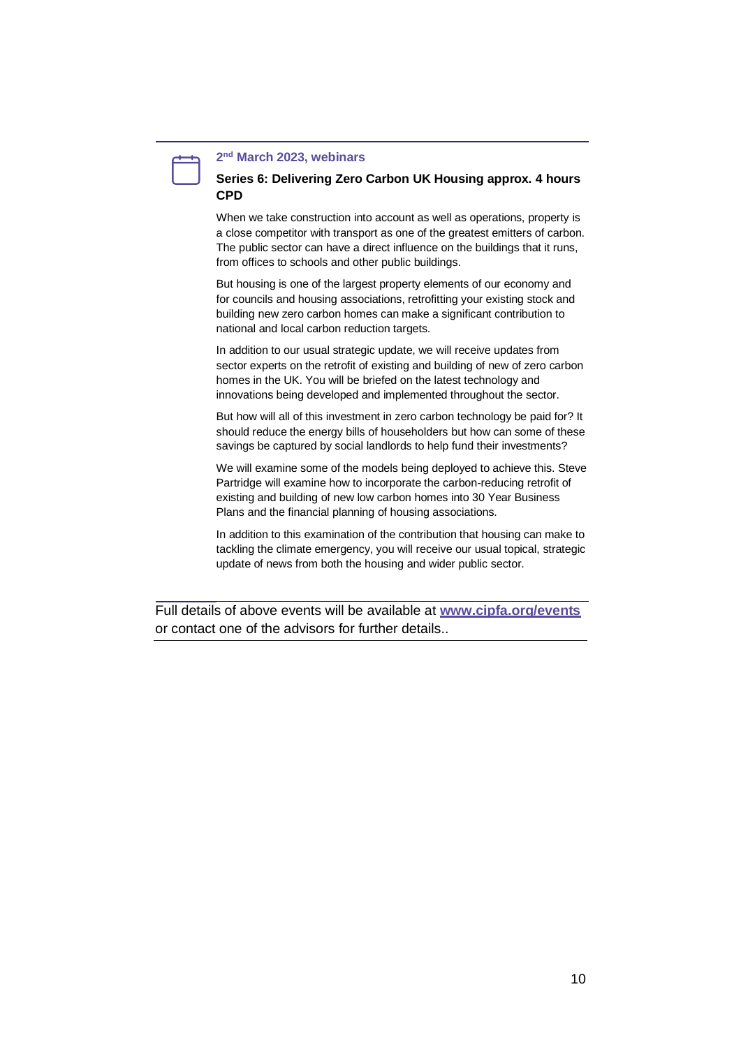**2nd March 2023, webinars**

**Series 6: Delivering Zero Carbon UK Housing approx. 4 hours CPD**

When we take construction into account as well as operations, property is a close competitor with transport as one of the greatest emitters of carbon. The public sector can have a direct influence on the buildings that it runs, from offices to schools and other public buildings.

But housing is one of the largest property elements of our economy and for councils and housing associations, retrofitting your existing stock and building new zero carbon homes can make a significant contribution to national and local carbon reduction targets.

In addition to our usual strategic update, we will receive updates from sector experts on the retrofit of existing and building of new of zero carbon homes in the UK. You will be briefed on the latest technology and innovations being developed and implemented throughout the sector.

But how will all of this investment in zero carbon technology be paid for? It should reduce the energy bills of householders but how can some of these savings be captured by social landlords to help fund their investments?

We will examine some of the models being deployed to achieve this. Steve Partridge will examine how to incorporate the carbon-reducing retrofit of existing and building of new low carbon homes into 30 Year Business Plans and the financial planning of housing associations.

In addition to this examination of the contribution that housing can make to tackling the climate emergency, you will receive our usual topical, strategic update of news from both the housing and wider public sector.

---

Full details of above events will be available at **[www.cipfa.org/events](http://www.cipfa.org/events)** or contact one of the advisors for further details..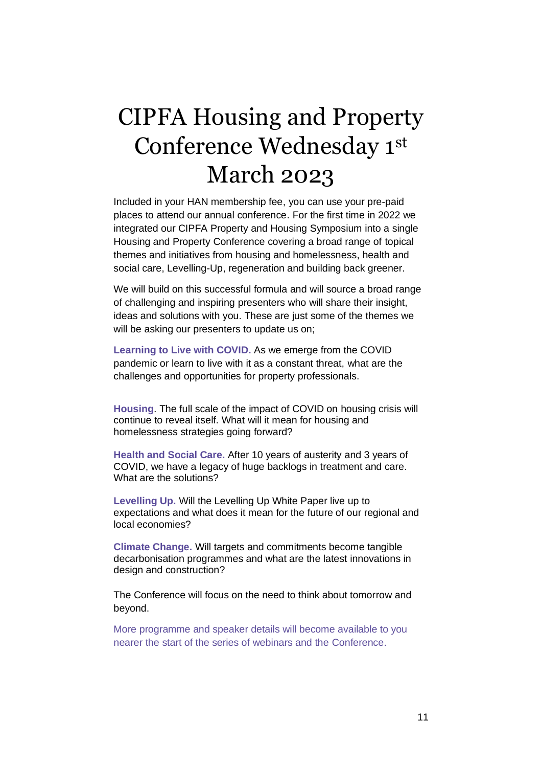# CIPFA Housing and Property Conference Wednesday 1st March 2023

Included in your HAN membership fee, you can use your pre-paid places to attend our annual conference. For the first time in 2022 we integrated our CIPFA Property and Housing Symposium into a single Housing and Property Conference covering a broad range of topical themes and initiatives from housing and homelessness, health and social care, Levelling-Up, regeneration and building back greener.

We will build on this successful formula and will source a broad range of challenging and inspiring presenters who will share their insight, ideas and solutions with you. These are just some of the themes we will be asking our presenters to update us on;

**Learning to Live with COVID.** As we emerge from the COVID pandemic or learn to live with it as a constant threat, what are the challenges and opportunities for property professionals.

**Housing**. The full scale of the impact of COVID on housing crisis will continue to reveal itself. What will it mean for housing and homelessness strategies going forward?

**Health and Social Care.** After 10 years of austerity and 3 years of COVID, we have a legacy of huge backlogs in treatment and care. What are the solutions?

**Levelling Up.** Will the Levelling Up White Paper live up to expectations and what does it mean for the future of our regional and local economies?

**Climate Change.** Will targets and commitments become tangible decarbonisation programmes and what are the latest innovations in design and construction?

The Conference will focus on the need to think about tomorrow and beyond.

More programme and speaker details will become available to you nearer the start of the series of webinars and the Conference.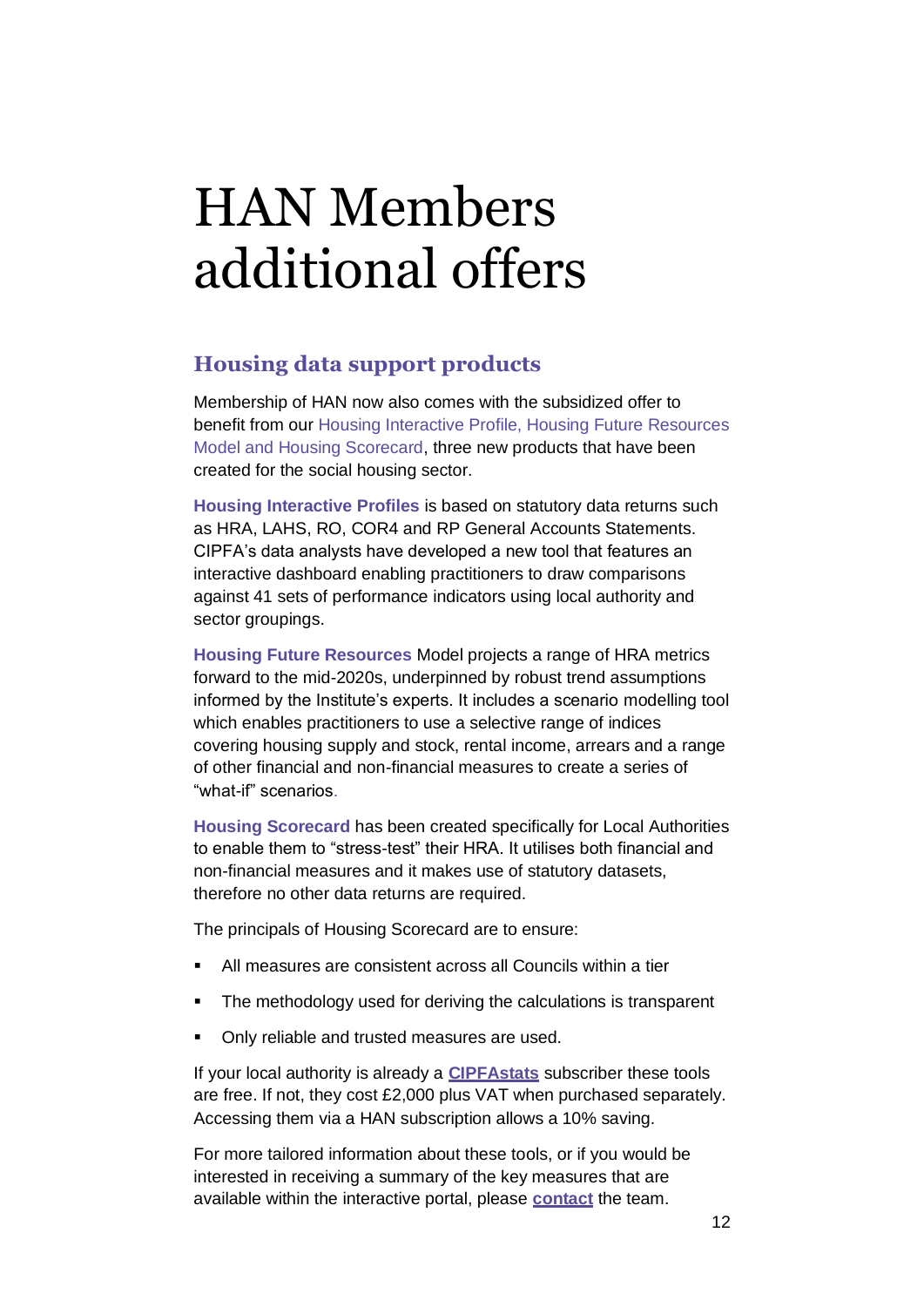# HAN Members additional offers

## Housing data support products

Membership of HAN now also comes with the subsidized offer to benefit from our Housing Interactive Profile, Housing Future Resources Model and Housing Scorecard, three new products that have been created for the social housing sector.

**Housing Interactive Profiles** is based on statutory data returns such as HRA, LAHS, RO, COR4 and RP General Accounts Statements. CIPFA's data analysts have developed a new tool that features an interactive dashboard enabling practitioners to draw comparisons against 41 sets of performance indicators using local authority and sector groupings.

**Housing Future Resources** Model projects a range of HRA metrics forward to the mid-2020s, underpinned by robust trend assumptions informed by the Institute's experts. It includes a scenario modelling tool which enables practitioners to use a selective range of indices covering housing supply and stock, rental income, arrears and a range of other financial and non-financial measures to create a series of "what-if" scenarios.

**Housing Scorecard** has been created specifically for Local Authorities to enable them to "stress-test" their HRA. It utilises both financial and non-financial measures and it makes use of statutory datasets, therefore no other data returns are required.

The principals of Housing Scorecard are to ensure:

- All measures are consistent across all Councils within a tier
- The methodology used for deriving the calculations is transparent
- Only reliable and trusted measures are used.

If your local authority is already a **CIPFAstats** subscriber these tools are free. If not, they cost £2,000 plus VAT when purchased separately. Accessing them via a HAN subscription allows a 10% saving.

For more tailored information about these tools, or if you would be interested in receiving a summary of the key measures that are available within the interactive portal, please **contact** the team.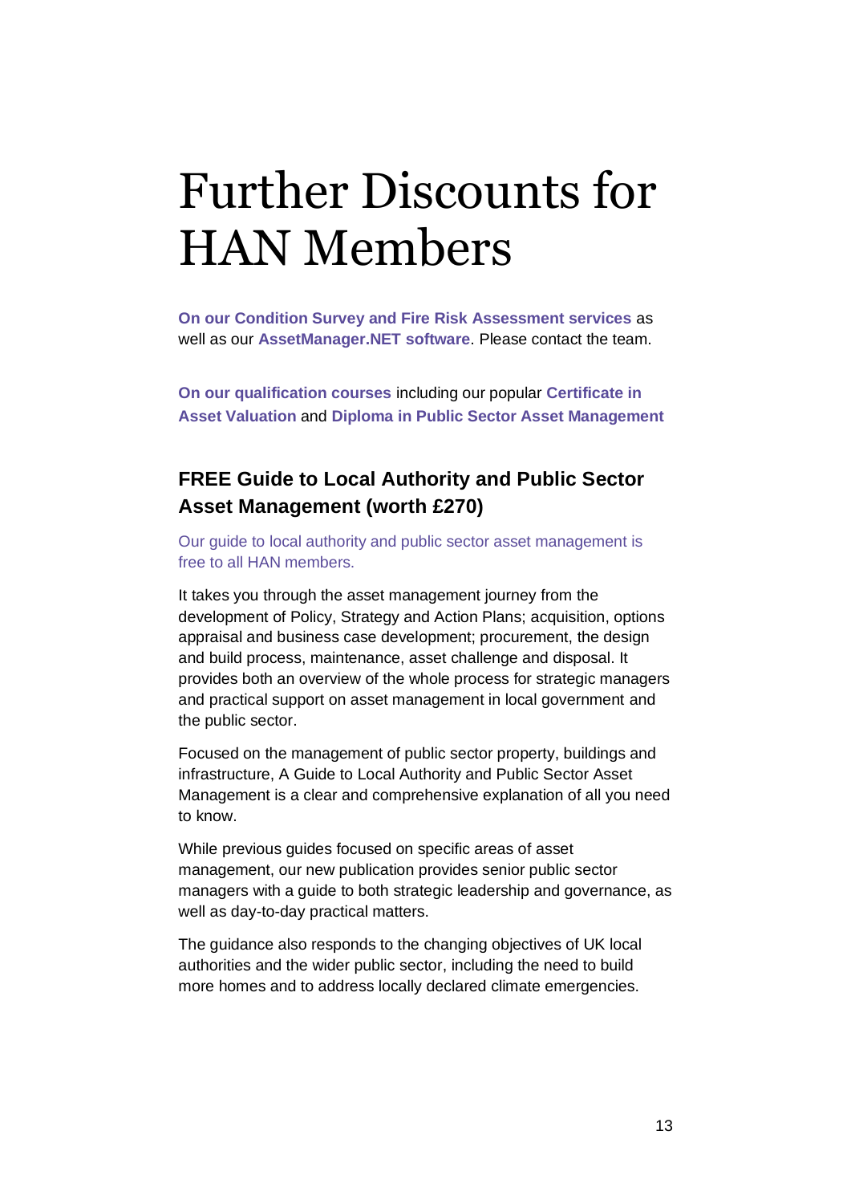# Further Discounts for HAN Members

**On our Condition Survey and Fire Risk Assessment services** as well as our **AssetManager.NET software**. Please contact the team.

**On our qualification courses** including our popular **Certificate in Asset Valuation** and **Diploma in Public Sector Asset Management**

## FREE Guide to Local Authority and Public Sector Asset Management (worth £270)

Our guide to local authority and public sector asset management is free to all HAN members.

It takes you through the asset management journey from the development of Policy, Strategy and Action Plans; acquisition, options appraisal and business case development; procurement, the design and build process, maintenance, asset challenge and disposal. It provides both an overview of the whole process for strategic managers and practical support on asset management in local government and the public sector.

Focused on the management of public sector property, buildings and infrastructure, A Guide to Local Authority and Public Sector Asset Management is a clear and comprehensive explanation of all you need to know.

While previous guides focused on specific areas of asset management, our new publication provides senior public sector managers with a guide to both strategic leadership and governance, as well as day-to-day practical matters.

The guidance also responds to the changing objectives of UK local authorities and the wider public sector, including the need to build more homes and to address locally declared climate emergencies.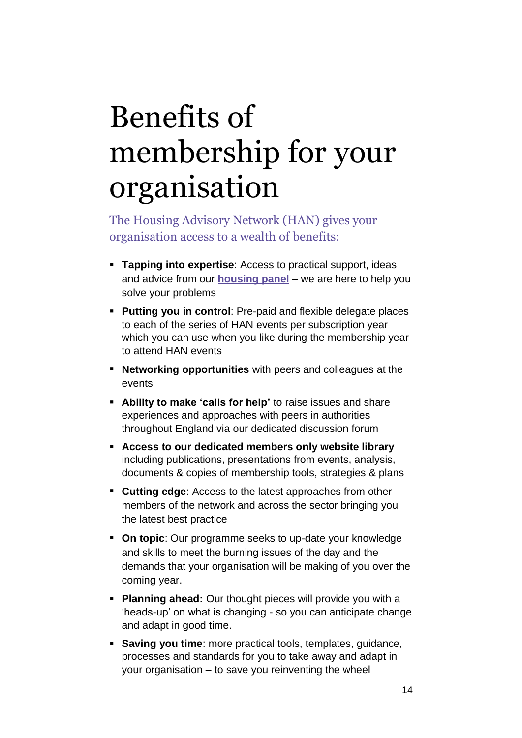# Benefits of membership for your organisation

The Housing Advisory Network (HAN) gives your organisation access to a wealth of benefits:

- **Tapping into expertise**: Access to practical support, ideas and advice from our **housing panel** – we are here to help you solve your problems
- **Putting you in control**: Pre-paid and flexible delegate places to each of the series of HAN events per subscription year which you can use when you like during the membership year to attend HAN events
- **Networking opportunities** with peers and colleagues at the events
- **Ability to make 'calls for help'** to raise issues and share experiences and approaches with peers in authorities throughout England via our dedicated discussion forum
- **Access to our dedicated members only website library** including publications, presentations from events, analysis, documents & copies of membership tools, strategies & plans
- **Cutting edge**: Access to the latest approaches from other members of the network and across the sector bringing you the latest best practice
- **On topic**: Our programme seeks to up-date your knowledge and skills to meet the burning issues of the day and the demands that your organisation will be making of you over the coming year.
- **Planning ahead:** Our thought pieces will provide you with a 'heads-up' on what is changing - so you can anticipate change and adapt in good time.
- **Saving you time**: more practical tools, templates, guidance, processes and standards for you to take away and adapt in your organisation – to save you reinventing the wheel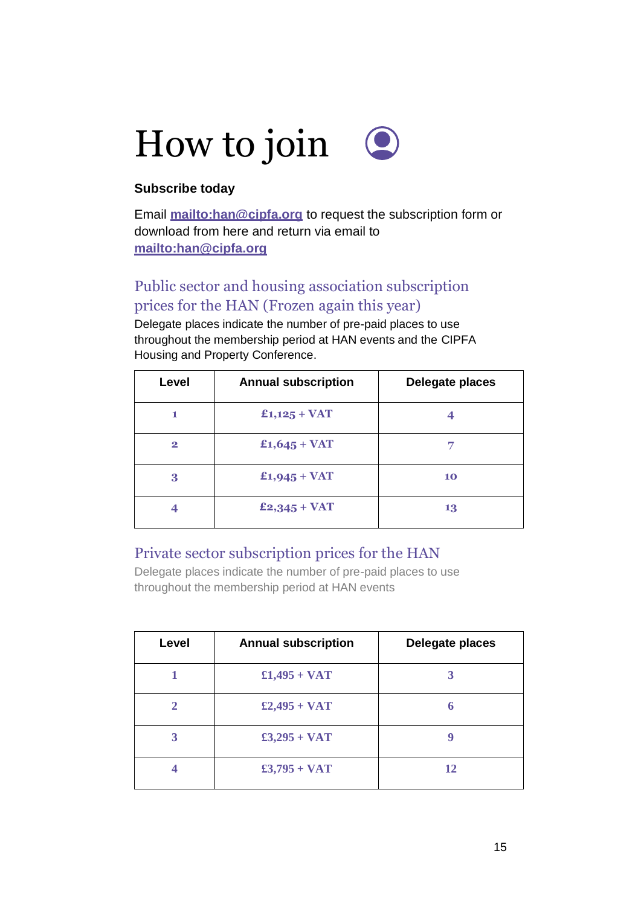# How to join

**Subscribe today**

Email **mailto:han@cipfa.org** to request the subscription form or download from here and return via email to **mailto:han@cipfa.org**

## Public sector and housing association subscription prices for the HAN (Frozen again this year)

Delegate places indicate the number of pre-paid places to use throughout the membership period at HAN events and the CIPFA Housing and Property Conference.

| Level | Annual subscription | Delegate places |
|---|---|---|
| 1 | £1,125 + VAT | 4 |
| 2 | £1,645 + VAT | 7 |
| 3 | £1,945 + VAT | 10 |
| 4 | £2,345 + VAT | 13 |

## Private sector subscription prices for the HAN

Delegate places indicate the number of pre-paid places to use throughout the membership period at HAN events

| Level | Annual subscription | Delegate places |
|---|---|---|
| 1 | £1,495 + VAT | 3 |
| 2 | £2,495 + VAT | 6 |
| 3 | £3,295 + VAT | 9 |
| 4 | £3,795 + VAT | 12 |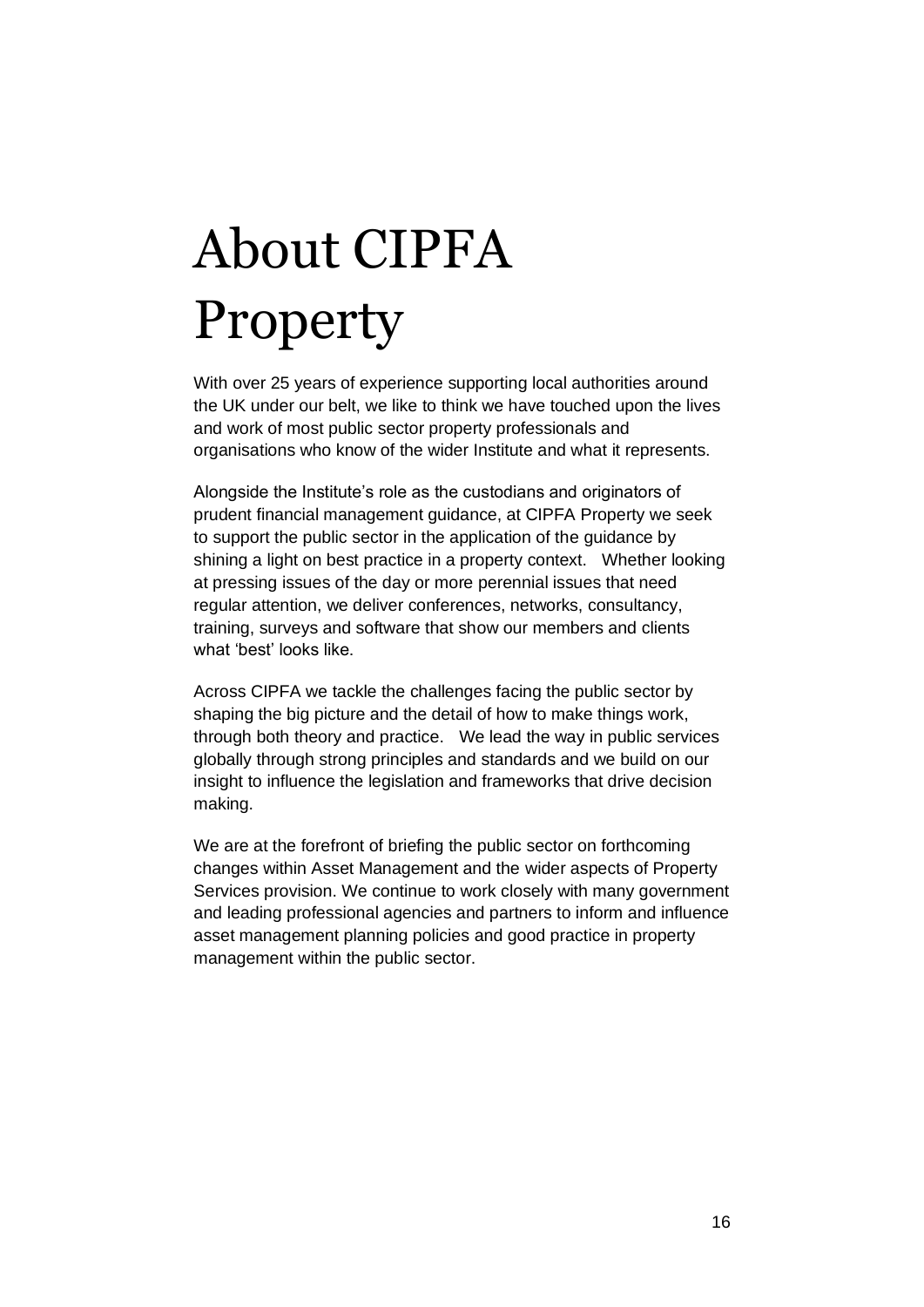# About CIPFA Property

With over 25 years of experience supporting local authorities around the UK under our belt, we like to think we have touched upon the lives and work of most public sector property professionals and organisations who know of the wider Institute and what it represents.

Alongside the Institute's role as the custodians and originators of prudent financial management guidance, at CIPFA Property we seek to support the public sector in the application of the guidance by shining a light on best practice in a property context. Whether looking at pressing issues of the day or more perennial issues that need regular attention, we deliver conferences, networks, consultancy, training, surveys and software that show our members and clients what 'best' looks like.

Across CIPFA we tackle the challenges facing the public sector by shaping the big picture and the detail of how to make things work, through both theory and practice. We lead the way in public services globally through strong principles and standards and we build on our insight to influence the legislation and frameworks that drive decision making.

We are at the forefront of briefing the public sector on forthcoming changes within Asset Management and the wider aspects of Property Services provision. We continue to work closely with many government and leading professional agencies and partners to inform and influence asset management planning policies and good practice in property management within the public sector.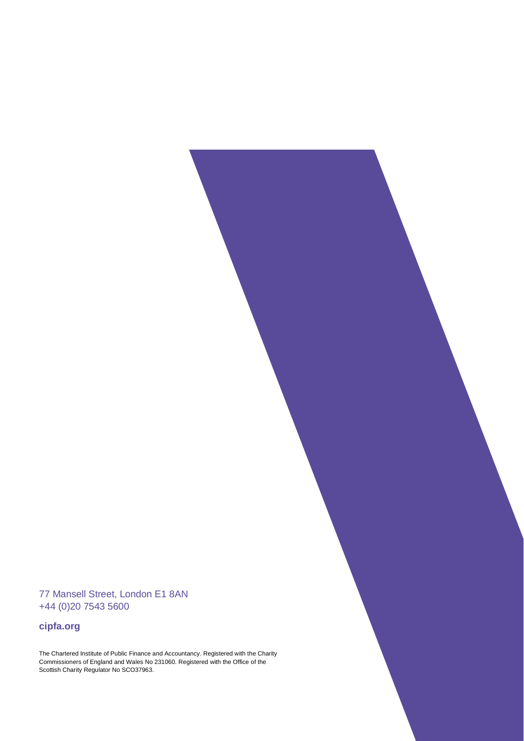77 Mansell Street, London E1 8AN
+44 (0)20 7543 5600

**cipfa.org**

The Chartered Institute of Public Finance and Accountancy. Registered with the Charity Commissioners of England and Wales No 231060. Registered with the Office of the Scottish Charity Regulator No SCO37963.